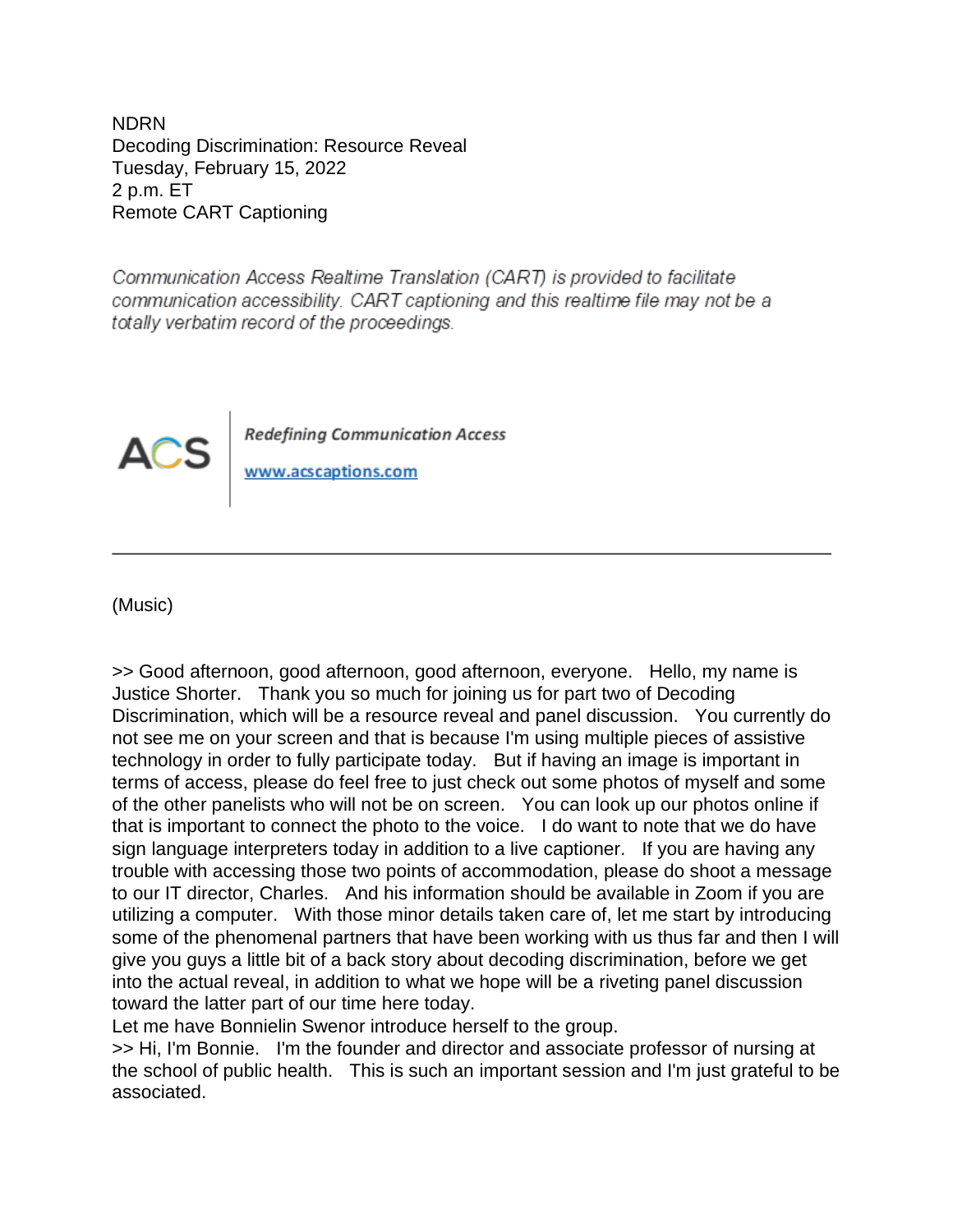NDRN
Decoding Discrimination: Resource Reveal
Tuesday, February 15, 2022
2 p.m. ET
Remote CART Captioning

*Communication Access Realtime Translation (CART) is provided to facilitate communication accessibility. CART captioning and this realtime file may not be a totally verbatim record of the proceedings.*

ACS | ***Redefining Communication Access***

[www.acscaptions.com](http://www.acscaptions.com)

---

(Music)

>> Good afternoon, good afternoon, good afternoon, everyone. Hello, my name is Justice Shorter. Thank you so much for joining us for part two of Decoding Discrimination, which will be a resource reveal and panel discussion. You currently do not see me on your screen and that is because I'm using multiple pieces of assistive technology in order to fully participate today. But if having an image is important in terms of access, please do feel free to just check out some photos of myself and some of the other panelists who will not be on screen. You can look up our photos online if that is important to connect the photo to the voice. I do want to note that we do have sign language interpreters today in addition to a live captioner. If you are having any trouble with accessing those two points of accommodation, please do shoot a message to our IT director, Charles. And his information should be available in Zoom if you are utilizing a computer. With those minor details taken care of, let me start by introducing some of the phenomenal partners that have been working with us thus far and then I will give you guys a little bit of a back story about decoding discrimination, before we get into the actual reveal, in addition to what we hope will be a riveting panel discussion toward the latter part of our time here today.
Let me have Bonnielin Swenor introduce herself to the group.
>> Hi, I'm Bonnie. I'm the founder and director and associate professor of nursing at the school of public health. This is such an important session and I'm just grateful to be associated.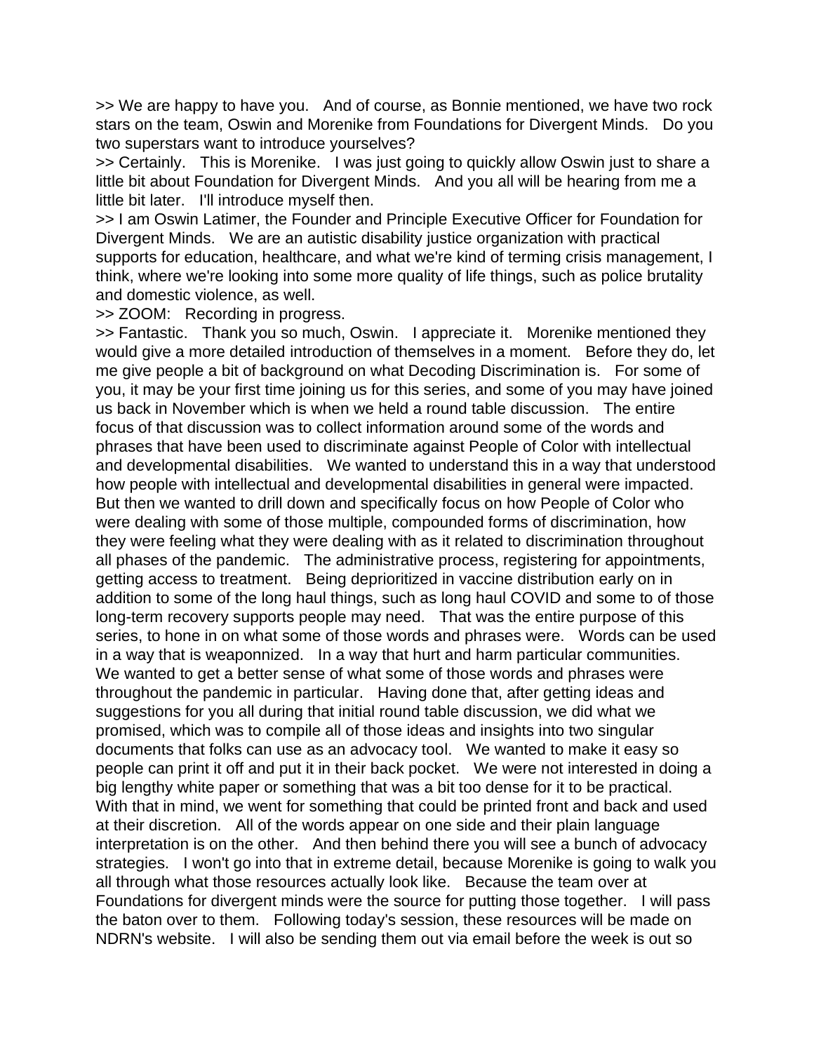>> We are happy to have you. And of course, as Bonnie mentioned, we have two rock stars on the team, Oswin and Morenike from Foundations for Divergent Minds. Do you two superstars want to introduce yourselves?

>> Certainly. This is Morenike. I was just going to quickly allow Oswin just to share a little bit about Foundation for Divergent Minds. And you all will be hearing from me a little bit later. I'll introduce myself then.

>> I am Oswin Latimer, the Founder and Principle Executive Officer for Foundation for Divergent Minds. We are an autistic disability justice organization with practical supports for education, healthcare, and what we're kind of terming crisis management, I think, where we're looking into some more quality of life things, such as police brutality and domestic violence, as well.

>> ZOOM: Recording in progress.

>> Fantastic. Thank you so much, Oswin. I appreciate it. Morenike mentioned they would give a more detailed introduction of themselves in a moment. Before they do, let me give people a bit of background on what Decoding Discrimination is. For some of you, it may be your first time joining us for this series, and some of you may have joined us back in November which is when we held a round table discussion. The entire focus of that discussion was to collect information around some of the words and phrases that have been used to discriminate against People of Color with intellectual and developmental disabilities. We wanted to understand this in a way that understood how people with intellectual and developmental disabilities in general were impacted. But then we wanted to drill down and specifically focus on how People of Color who were dealing with some of those multiple, compounded forms of discrimination, how they were feeling what they were dealing with as it related to discrimination throughout all phases of the pandemic. The administrative process, registering for appointments, getting access to treatment. Being deprioritized in vaccine distribution early on in addition to some of the long haul things, such as long haul COVID and some to of those long-term recovery supports people may need. That was the entire purpose of this series, to hone in on what some of those words and phrases were. Words can be used in a way that is weaponnized. In a way that hurt and harm particular communities. We wanted to get a better sense of what some of those words and phrases were throughout the pandemic in particular. Having done that, after getting ideas and suggestions for you all during that initial round table discussion, we did what we promised, which was to compile all of those ideas and insights into two singular documents that folks can use as an advocacy tool. We wanted to make it easy so people can print it off and put it in their back pocket. We were not interested in doing a big lengthy white paper or something that was a bit too dense for it to be practical. With that in mind, we went for something that could be printed front and back and used at their discretion. All of the words appear on one side and their plain language interpretation is on the other. And then behind there you will see a bunch of advocacy strategies. I won't go into that in extreme detail, because Morenike is going to walk you all through what those resources actually look like. Because the team over at Foundations for divergent minds were the source for putting those together. I will pass the baton over to them. Following today's session, these resources will be made on NDRN's website. I will also be sending them out via email before the week is out so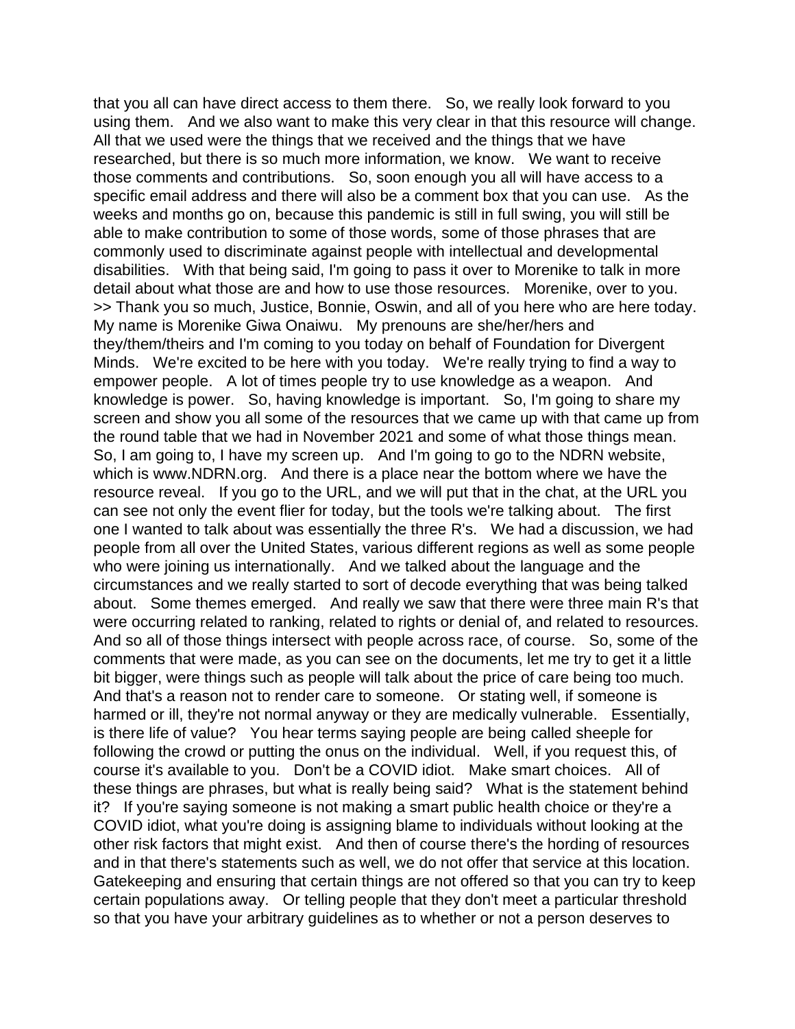that you all can have direct access to them there. So, we really look forward to you using them. And we also want to make this very clear in that this resource will change. All that we used were the things that we received and the things that we have researched, but there is so much more information, we know. We want to receive those comments and contributions. So, soon enough you all will have access to a specific email address and there will also be a comment box that you can use. As the weeks and months go on, because this pandemic is still in full swing, you will still be able to make contribution to some of those words, some of those phrases that are commonly used to discriminate against people with intellectual and developmental disabilities. With that being said, I'm going to pass it over to Morenike to talk in more detail about what those are and how to use those resources. Morenike, over to you.

>> Thank you so much, Justice, Bonnie, Oswin, and all of you here who are here today. My name is Morenike Giwa Onaiwu. My prenouns are she/her/hers and they/them/theirs and I'm coming to you today on behalf of Foundation for Divergent Minds. We're excited to be here with you today. We're really trying to find a way to empower people. A lot of times people try to use knowledge as a weapon. And knowledge is power. So, having knowledge is important. So, I'm going to share my screen and show you all some of the resources that we came up with that came up from the round table that we had in November 2021 and some of what those things mean. So, I am going to, I have my screen up. And I'm going to go to the NDRN website, which is www.NDRN.org. And there is a place near the bottom where we have the resource reveal. If you go to the URL, and we will put that in the chat, at the URL you can see not only the event flier for today, but the tools we're talking about. The first one I wanted to talk about was essentially the three R's. We had a discussion, we had people from all over the United States, various different regions as well as some people who were joining us internationally. And we talked about the language and the circumstances and we really started to sort of decode everything that was being talked about. Some themes emerged. And really we saw that there were three main R's that were occurring related to ranking, related to rights or denial of, and related to resources. And so all of those things intersect with people across race, of course. So, some of the comments that were made, as you can see on the documents, let me try to get it a little bit bigger, were things such as people will talk about the price of care being too much. And that's a reason not to render care to someone. Or stating well, if someone is harmed or ill, they're not normal anyway or they are medically vulnerable. Essentially, is there life of value? You hear terms saying people are being called sheeple for following the crowd or putting the onus on the individual. Well, if you request this, of course it's available to you. Don't be a COVID idiot. Make smart choices. All of these things are phrases, but what is really being said? What is the statement behind it? If you're saying someone is not making a smart public health choice or they're a COVID idiot, what you're doing is assigning blame to individuals without looking at the other risk factors that might exist. And then of course there's the hording of resources and in that there's statements such as well, we do not offer that service at this location. Gatekeeping and ensuring that certain things are not offered so that you can try to keep certain populations away. Or telling people that they don't meet a particular threshold so that you have your arbitrary guidelines as to whether or not a person deserves to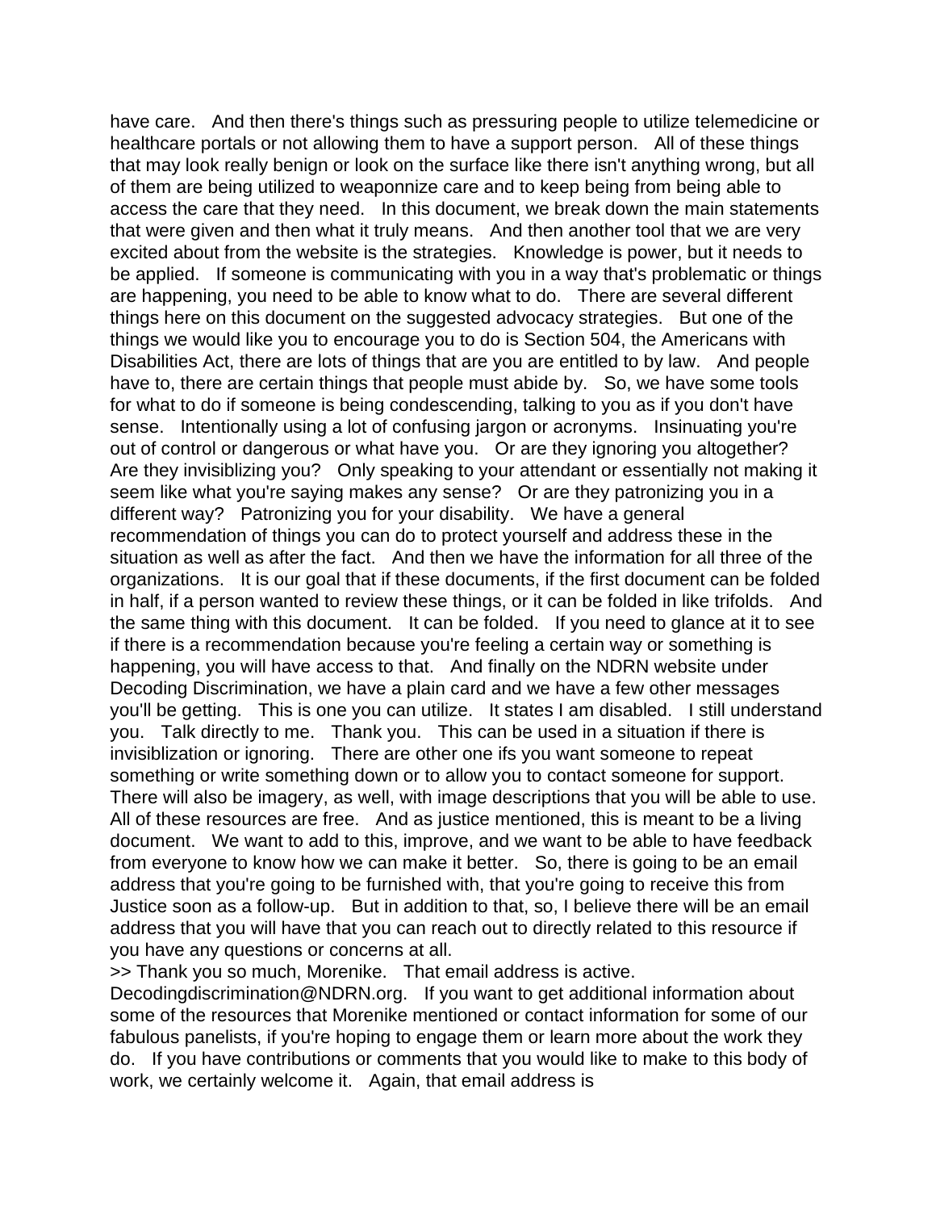have care. And then there's things such as pressuring people to utilize telemedicine or healthcare portals or not allowing them to have a support person. All of these things that may look really benign or look on the surface like there isn't anything wrong, but all of them are being utilized to weaponnize care and to keep being from being able to access the care that they need. In this document, we break down the main statements that were given and then what it truly means. And then another tool that we are very excited about from the website is the strategies. Knowledge is power, but it needs to be applied. If someone is communicating with you in a way that's problematic or things are happening, you need to be able to know what to do. There are several different things here on this document on the suggested advocacy strategies. But one of the things we would like you to encourage you to do is Section 504, the Americans with Disabilities Act, there are lots of things that are you are entitled to by law. And people have to, there are certain things that people must abide by. So, we have some tools for what to do if someone is being condescending, talking to you as if you don't have sense. Intentionally using a lot of confusing jargon or acronyms. Insinuating you're out of control or dangerous or what have you. Or are they ignoring you altogether? Are they invisiblizing you? Only speaking to your attendant or essentially not making it seem like what you're saying makes any sense? Or are they patronizing you in a different way? Patronizing you for your disability. We have a general recommendation of things you can do to protect yourself and address these in the situation as well as after the fact. And then we have the information for all three of the organizations. It is our goal that if these documents, if the first document can be folded in half, if a person wanted to review these things, or it can be folded in like trifolds. And the same thing with this document. It can be folded. If you need to glance at it to see if there is a recommendation because you're feeling a certain way or something is happening, you will have access to that. And finally on the NDRN website under Decoding Discrimination, we have a plain card and we have a few other messages you'll be getting. This is one you can utilize. It states I am disabled. I still understand you. Talk directly to me. Thank you. This can be used in a situation if there is invisiblization or ignoring. There are other one ifs you want someone to repeat something or write something down or to allow you to contact someone for support. There will also be imagery, as well, with image descriptions that you will be able to use. All of these resources are free. And as justice mentioned, this is meant to be a living document. We want to add to this, improve, and we want to be able to have feedback from everyone to know how we can make it better. So, there is going to be an email address that you're going to be furnished with, that you're going to receive this from Justice soon as a follow-up. But in addition to that, so, I believe there will be an email address that you will have that you can reach out to directly related to this resource if you have any questions or concerns at all.

>> Thank you so much, Morenike. That email address is active. Decodingdiscrimination@NDRN.org. If you want to get additional information about some of the resources that Morenike mentioned or contact information for some of our fabulous panelists, if you're hoping to engage them or learn more about the work they do. If you have contributions or comments that you would like to make to this body of work, we certainly welcome it. Again, that email address is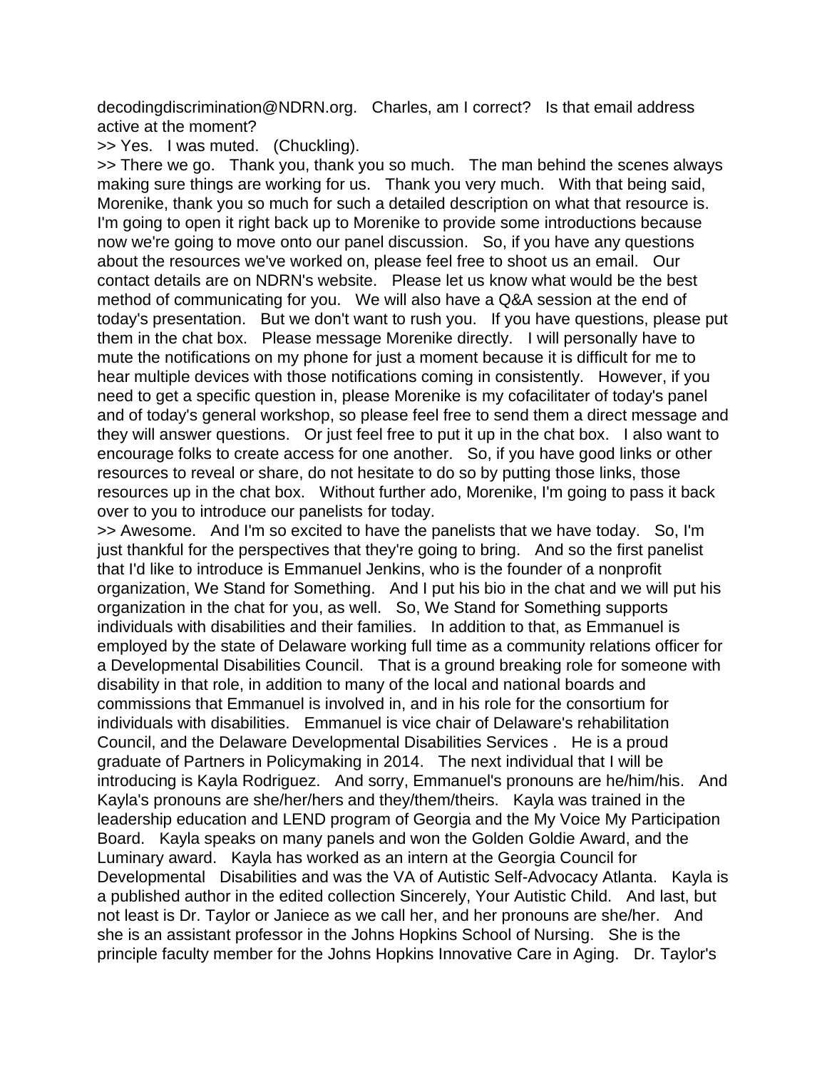decodingdiscrimination@NDRN.org. Charles, am I correct? Is that email address active at the moment?

>> Yes. I was muted. (Chuckling).

>> There we go. Thank you, thank you so much. The man behind the scenes always making sure things are working for us. Thank you very much. With that being said, Morenike, thank you so much for such a detailed description on what that resource is. I'm going to open it right back up to Morenike to provide some introductions because now we're going to move onto our panel discussion. So, if you have any questions about the resources we've worked on, please feel free to shoot us an email. Our contact details are on NDRN's website. Please let us know what would be the best method of communicating for you. We will also have a Q&A session at the end of today's presentation. But we don't want to rush you. If you have questions, please put them in the chat box. Please message Morenike directly. I will personally have to mute the notifications on my phone for just a moment because it is difficult for me to hear multiple devices with those notifications coming in consistently. However, if you need to get a specific question in, please Morenike is my cofacilitater of today's panel and of today's general workshop, so please feel free to send them a direct message and they will answer questions. Or just feel free to put it up in the chat box. I also want to encourage folks to create access for one another. So, if you have good links or other resources to reveal or share, do not hesitate to do so by putting those links, those resources up in the chat box. Without further ado, Morenike, I'm going to pass it back over to you to introduce our panelists for today.

>> Awesome. And I'm so excited to have the panelists that we have today. So, I'm just thankful for the perspectives that they're going to bring. And so the first panelist that I'd like to introduce is Emmanuel Jenkins, who is the founder of a nonprofit organization, We Stand for Something. And I put his bio in the chat and we will put his organization in the chat for you, as well. So, We Stand for Something supports individuals with disabilities and their families. In addition to that, as Emmanuel is employed by the state of Delaware working full time as a community relations officer for a Developmental Disabilities Council. That is a ground breaking role for someone with disability in that role, in addition to many of the local and national boards and commissions that Emmanuel is involved in, and in his role for the consortium for individuals with disabilities. Emmanuel is vice chair of Delaware's rehabilitation Council, and the Delaware Developmental Disabilities Services . He is a proud graduate of Partners in Policymaking in 2014. The next individual that I will be introducing is Kayla Rodriguez. And sorry, Emmanuel's pronouns are he/him/his. And Kayla's pronouns are she/her/hers and they/them/theirs. Kayla was trained in the leadership education and LEND program of Georgia and the My Voice My Participation Board. Kayla speaks on many panels and won the Golden Goldie Award, and the Luminary award. Kayla has worked as an intern at the Georgia Council for Developmental Disabilities and was the VA of Autistic Self-Advocacy Atlanta. Kayla is a published author in the edited collection Sincerely, Your Autistic Child. And last, but not least is Dr. Taylor or Janiece as we call her, and her pronouns are she/her. And she is an assistant professor in the Johns Hopkins School of Nursing. She is the principle faculty member for the Johns Hopkins Innovative Care in Aging. Dr. Taylor's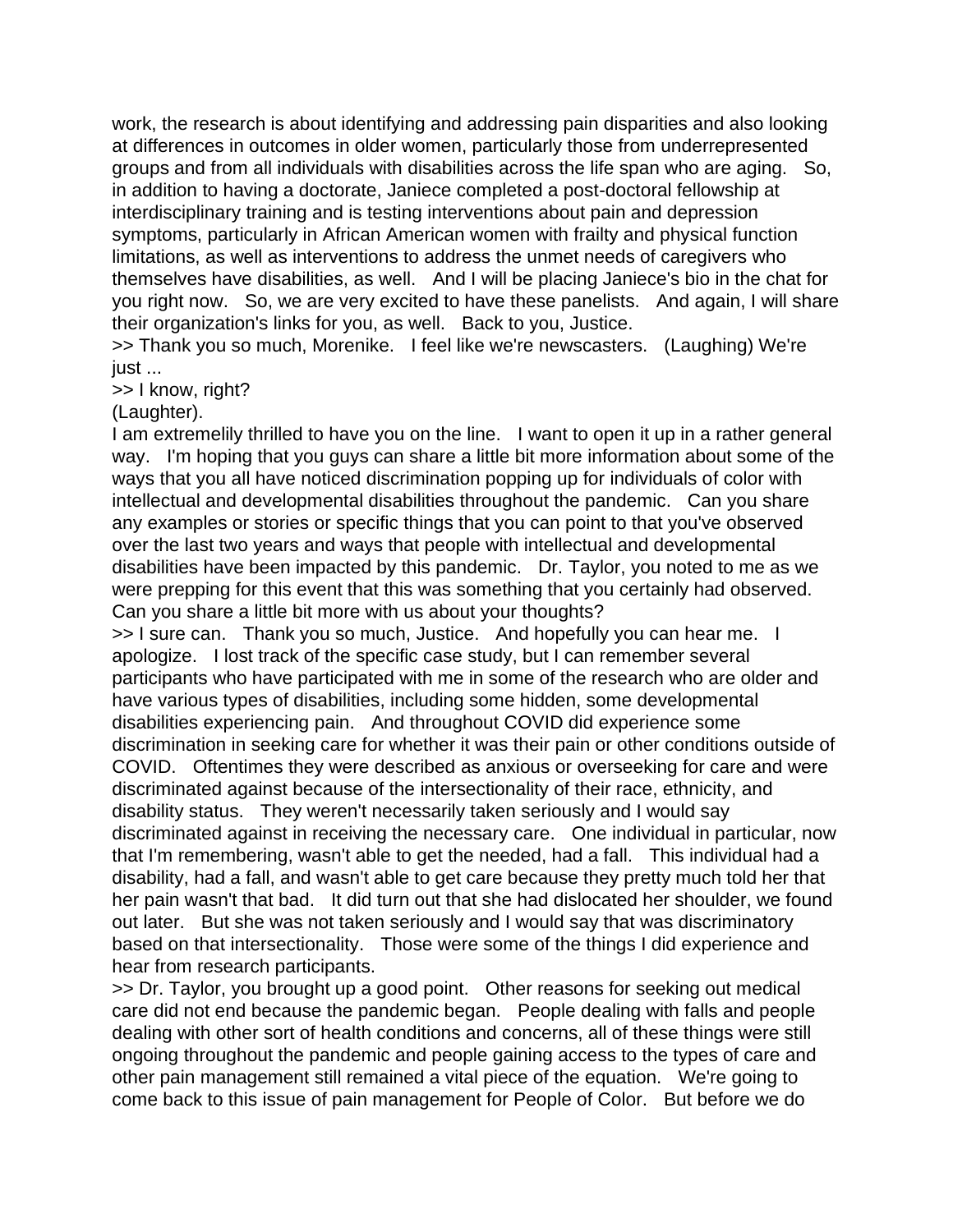work, the research is about identifying and addressing pain disparities and also looking at differences in outcomes in older women, particularly those from underrepresented groups and from all individuals with disabilities across the life span who are aging. So, in addition to having a doctorate, Janiece completed a post-doctoral fellowship at interdisciplinary training and is testing interventions about pain and depression symptoms, particularly in African American women with frailty and physical function limitations, as well as interventions to address the unmet needs of caregivers who themselves have disabilities, as well. And I will be placing Janiece's bio in the chat for you right now. So, we are very excited to have these panelists. And again, I will share their organization's links for you, as well. Back to you, Justice.

>> Thank you so much, Morenike. I feel like we're newscasters. (Laughing) We're just ...

>> I know, right?

(Laughter).

I am extremelily thrilled to have you on the line. I want to open it up in a rather general way. I'm hoping that you guys can share a little bit more information about some of the ways that you all have noticed discrimination popping up for individuals of color with intellectual and developmental disabilities throughout the pandemic. Can you share any examples or stories or specific things that you can point to that you've observed over the last two years and ways that people with intellectual and developmental disabilities have been impacted by this pandemic. Dr. Taylor, you noted to me as we were prepping for this event that this was something that you certainly had observed. Can you share a little bit more with us about your thoughts?

>> I sure can. Thank you so much, Justice. And hopefully you can hear me. I apologize. I lost track of the specific case study, but I can remember several participants who have participated with me in some of the research who are older and have various types of disabilities, including some hidden, some developmental disabilities experiencing pain. And throughout COVID did experience some discrimination in seeking care for whether it was their pain or other conditions outside of COVID. Oftentimes they were described as anxious or overseeking for care and were discriminated against because of the intersectionality of their race, ethnicity, and disability status. They weren't necessarily taken seriously and I would say discriminated against in receiving the necessary care. One individual in particular, now that I'm remembering, wasn't able to get the needed, had a fall. This individual had a disability, had a fall, and wasn't able to get care because they pretty much told her that her pain wasn't that bad. It did turn out that she had dislocated her shoulder, we found out later. But she was not taken seriously and I would say that was discriminatory based on that intersectionality. Those were some of the things I did experience and hear from research participants.

>> Dr. Taylor, you brought up a good point. Other reasons for seeking out medical care did not end because the pandemic began. People dealing with falls and people dealing with other sort of health conditions and concerns, all of these things were still ongoing throughout the pandemic and people gaining access to the types of care and other pain management still remained a vital piece of the equation. We're going to come back to this issue of pain management for People of Color. But before we do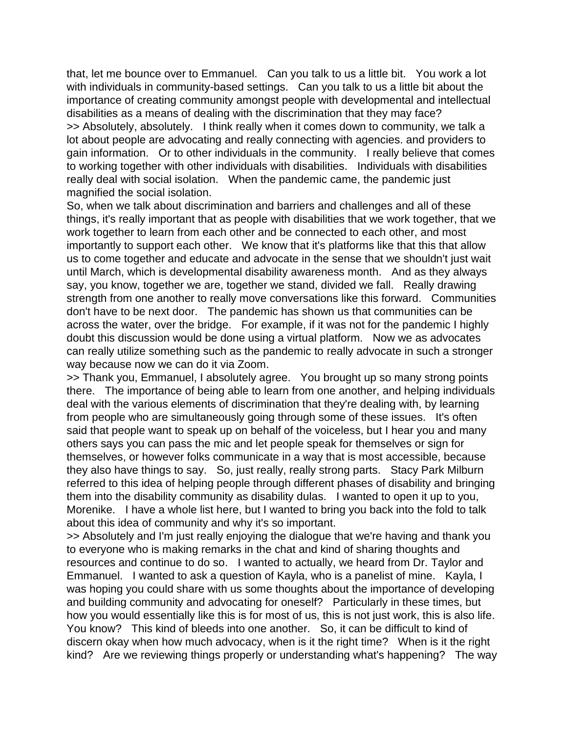that, let me bounce over to Emmanuel. Can you talk to us a little bit. You work a lot with individuals in community-based settings. Can you talk to us a little bit about the importance of creating community amongst people with developmental and intellectual disabilities as a means of dealing with the discrimination that they may face?

>> Absolutely, absolutely. I think really when it comes down to community, we talk a lot about people are advocating and really connecting with agencies. and providers to gain information. Or to other individuals in the community. I really believe that comes to working together with other individuals with disabilities. Individuals with disabilities really deal with social isolation. When the pandemic came, the pandemic just magnified the social isolation.

So, when we talk about discrimination and barriers and challenges and all of these things, it's really important that as people with disabilities that we work together, that we work together to learn from each other and be connected to each other, and most importantly to support each other. We know that it's platforms like that this that allow us to come together and educate and advocate in the sense that we shouldn't just wait until March, which is developmental disability awareness month. And as they always say, you know, together we are, together we stand, divided we fall. Really drawing strength from one another to really move conversations like this forward. Communities don't have to be next door. The pandemic has shown us that communities can be across the water, over the bridge. For example, if it was not for the pandemic I highly doubt this discussion would be done using a virtual platform. Now we as advocates can really utilize something such as the pandemic to really advocate in such a stronger way because now we can do it via Zoom.

>> Thank you, Emmanuel, I absolutely agree. You brought up so many strong points there. The importance of being able to learn from one another, and helping individuals deal with the various elements of discrimination that they're dealing with, by learning from people who are simultaneously going through some of these issues. It's often said that people want to speak up on behalf of the voiceless, but I hear you and many others says you can pass the mic and let people speak for themselves or sign for themselves, or however folks communicate in a way that is most accessible, because they also have things to say. So, just really, really strong parts. Stacy Park Milburn referred to this idea of helping people through different phases of disability and bringing them into the disability community as disability dulas. I wanted to open it up to you, Morenike. I have a whole list here, but I wanted to bring you back into the fold to talk about this idea of community and why it's so important.

>> Absolutely and I'm just really enjoying the dialogue that we're having and thank you to everyone who is making remarks in the chat and kind of sharing thoughts and resources and continue to do so. I wanted to actually, we heard from Dr. Taylor and Emmanuel. I wanted to ask a question of Kayla, who is a panelist of mine. Kayla, I was hoping you could share with us some thoughts about the importance of developing and building community and advocating for oneself? Particularly in these times, but how you would essentially like this is for most of us, this is not just work, this is also life. You know? This kind of bleeds into one another. So, it can be difficult to kind of discern okay when how much advocacy, when is it the right time? When is it the right kind? Are we reviewing things properly or understanding what's happening? The way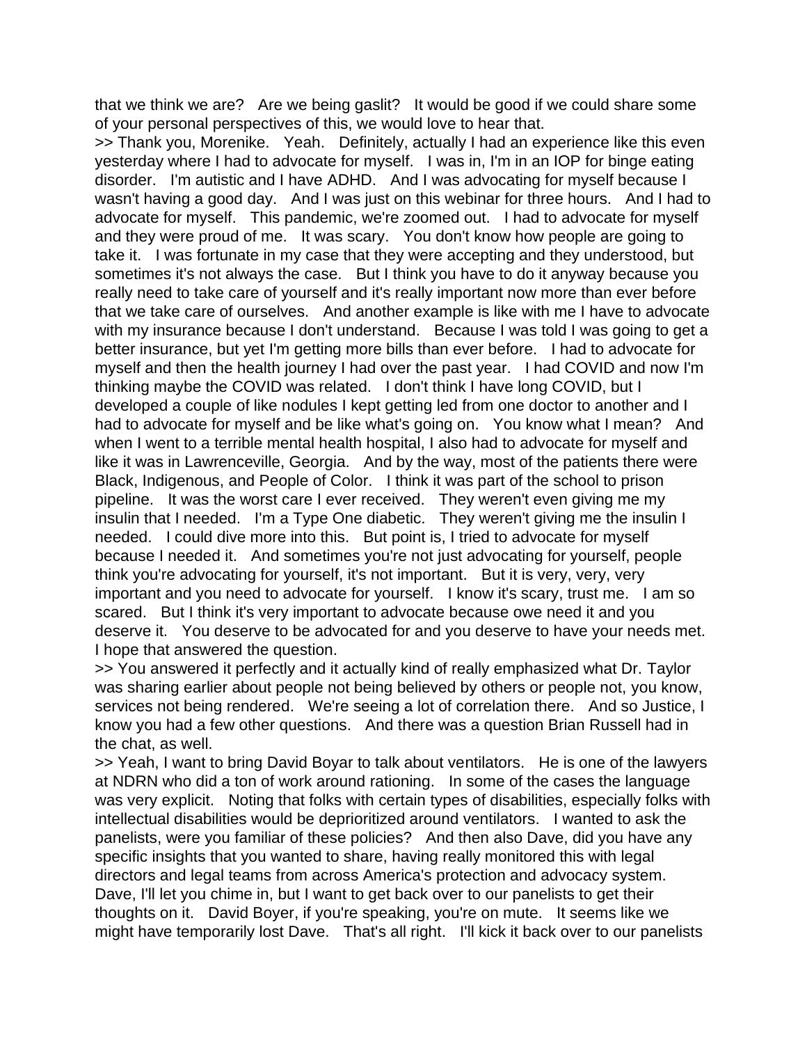that we think we are? Are we being gaslit? It would be good if we could share some of your personal perspectives of this, we would love to hear that.

>> Thank you, Morenike. Yeah. Definitely, actually I had an experience like this even yesterday where I had to advocate for myself. I was in, I'm in an IOP for binge eating disorder. I'm autistic and I have ADHD. And I was advocating for myself because I wasn't having a good day. And I was just on this webinar for three hours. And I had to advocate for myself. This pandemic, we're zoomed out. I had to advocate for myself and they were proud of me. It was scary. You don't know how people are going to take it. I was fortunate in my case that they were accepting and they understood, but sometimes it's not always the case. But I think you have to do it anyway because you really need to take care of yourself and it's really important now more than ever before that we take care of ourselves. And another example is like with me I have to advocate with my insurance because I don't understand. Because I was told I was going to get a better insurance, but yet I'm getting more bills than ever before. I had to advocate for myself and then the health journey I had over the past year. I had COVID and now I'm thinking maybe the COVID was related. I don't think I have long COVID, but I developed a couple of like nodules I kept getting led from one doctor to another and I had to advocate for myself and be like what's going on. You know what I mean? And when I went to a terrible mental health hospital, I also had to advocate for myself and like it was in Lawrenceville, Georgia. And by the way, most of the patients there were Black, Indigenous, and People of Color. I think it was part of the school to prison pipeline. It was the worst care I ever received. They weren't even giving me my insulin that I needed. I'm a Type One diabetic. They weren't giving me the insulin I needed. I could dive more into this. But point is, I tried to advocate for myself because I needed it. And sometimes you're not just advocating for yourself, people think you're advocating for yourself, it's not important. But it is very, very, very important and you need to advocate for yourself. I know it's scary, trust me. I am so scared. But I think it's very important to advocate because owe need it and you deserve it. You deserve to be advocated for and you deserve to have your needs met. I hope that answered the question.

>> You answered it perfectly and it actually kind of really emphasized what Dr. Taylor was sharing earlier about people not being believed by others or people not, you know, services not being rendered. We're seeing a lot of correlation there. And so Justice, I know you had a few other questions. And there was a question Brian Russell had in the chat, as well.

>> Yeah, I want to bring David Boyar to talk about ventilators. He is one of the lawyers at NDRN who did a ton of work around rationing. In some of the cases the language was very explicit. Noting that folks with certain types of disabilities, especially folks with intellectual disabilities would be deprioritized around ventilators. I wanted to ask the panelists, were you familiar of these policies? And then also Dave, did you have any specific insights that you wanted to share, having really monitored this with legal directors and legal teams from across America's protection and advocacy system. Dave, I'll let you chime in, but I want to get back over to our panelists to get their thoughts on it. David Boyer, if you're speaking, you're on mute. It seems like we might have temporarily lost Dave. That's all right. I'll kick it back over to our panelists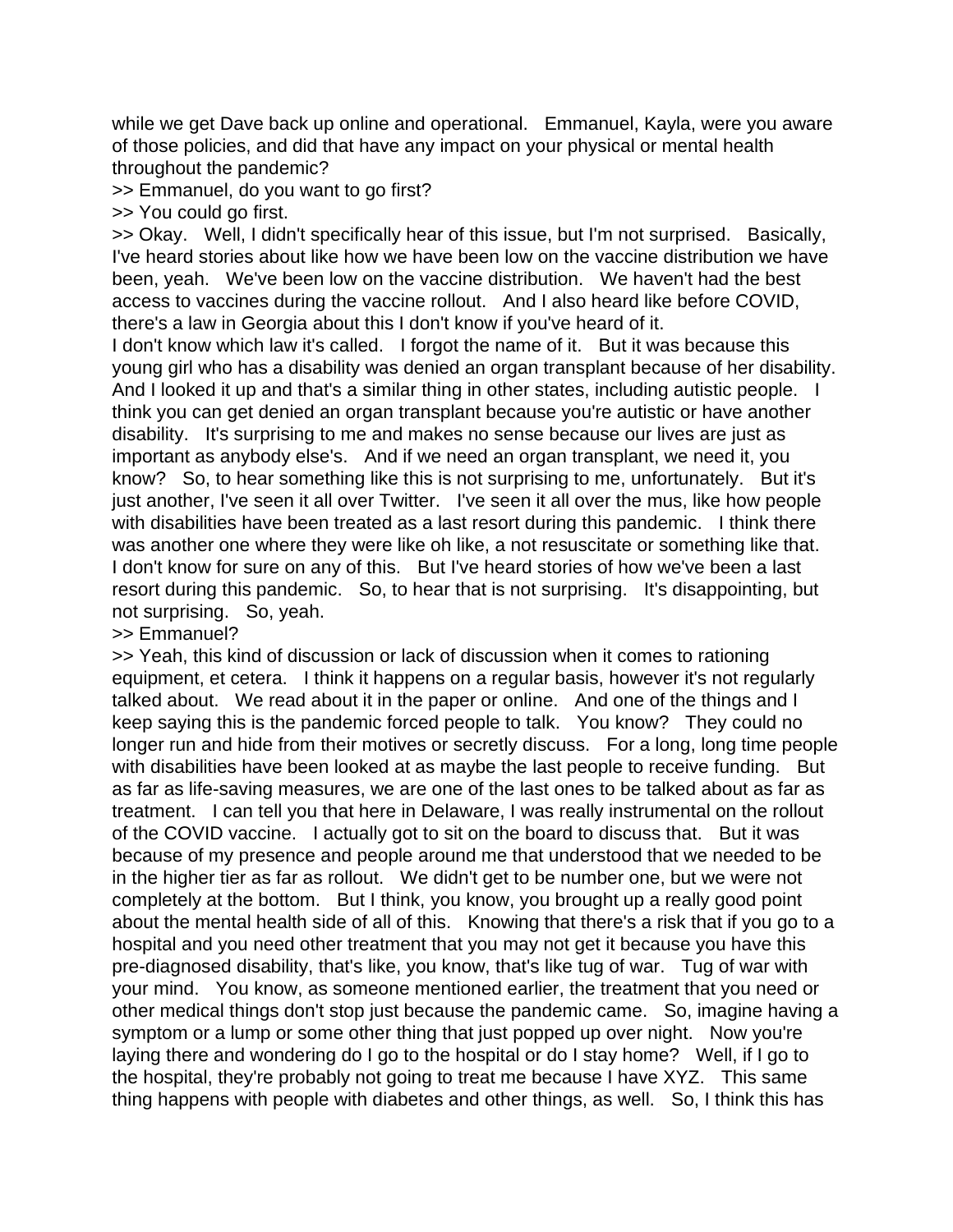while we get Dave back up online and operational. Emmanuel, Kayla, were you aware of those policies, and did that have any impact on your physical or mental health throughout the pandemic?

>> Emmanuel, do you want to go first?

>> You could go first.

>> Okay. Well, I didn't specifically hear of this issue, but I'm not surprised. Basically, I've heard stories about like how we have been low on the vaccine distribution we have been, yeah. We've been low on the vaccine distribution. We haven't had the best access to vaccines during the vaccine rollout. And I also heard like before COVID, there's a law in Georgia about this I don't know if you've heard of it.

I don't know which law it's called. I forgot the name of it. But it was because this young girl who has a disability was denied an organ transplant because of her disability. And I looked it up and that's a similar thing in other states, including autistic people. I think you can get denied an organ transplant because you're autistic or have another disability. It's surprising to me and makes no sense because our lives are just as important as anybody else's. And if we need an organ transplant, we need it, you know? So, to hear something like this is not surprising to me, unfortunately. But it's just another, I've seen it all over Twitter. I've seen it all over the mus, like how people with disabilities have been treated as a last resort during this pandemic. I think there was another one where they were like oh like, a not resuscitate or something like that. I don't know for sure on any of this. But I've heard stories of how we've been a last resort during this pandemic. So, to hear that is not surprising. It's disappointing, but not surprising. So, yeah.

>> Emmanuel?

>> Yeah, this kind of discussion or lack of discussion when it comes to rationing equipment, et cetera. I think it happens on a regular basis, however it's not regularly talked about. We read about it in the paper or online. And one of the things and I keep saying this is the pandemic forced people to talk. You know? They could no longer run and hide from their motives or secretly discuss. For a long, long time people with disabilities have been looked at as maybe the last people to receive funding. But as far as life-saving measures, we are one of the last ones to be talked about as far as treatment. I can tell you that here in Delaware, I was really instrumental on the rollout of the COVID vaccine. I actually got to sit on the board to discuss that. But it was because of my presence and people around me that understood that we needed to be in the higher tier as far as rollout. We didn't get to be number one, but we were not completely at the bottom. But I think, you know, you brought up a really good point about the mental health side of all of this. Knowing that there's a risk that if you go to a hospital and you need other treatment that you may not get it because you have this pre-diagnosed disability, that's like, you know, that's like tug of war. Tug of war with your mind. You know, as someone mentioned earlier, the treatment that you need or other medical things don't stop just because the pandemic came. So, imagine having a symptom or a lump or some other thing that just popped up over night. Now you're laying there and wondering do I go to the hospital or do I stay home? Well, if I go to the hospital, they're probably not going to treat me because I have XYZ. This same thing happens with people with diabetes and other things, as well. So, I think this has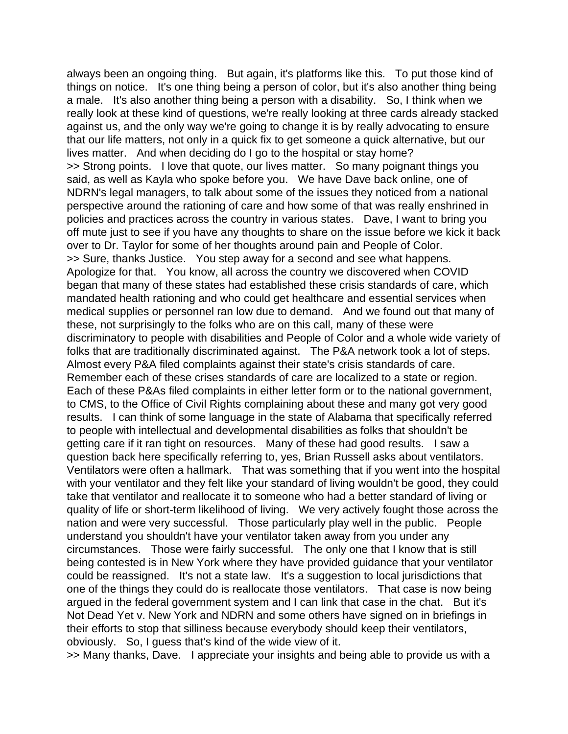always been an ongoing thing. But again, it's platforms like this. To put those kind of things on notice. It's one thing being a person of color, but it's also another thing being a male. It's also another thing being a person with a disability. So, I think when we really look at these kind of questions, we're really looking at three cards already stacked against us, and the only way we're going to change it is by really advocating to ensure that our life matters, not only in a quick fix to get someone a quick alternative, but our lives matter. And when deciding do I go to the hospital or stay home?

>> Strong points. I love that quote, our lives matter. So many poignant things you said, as well as Kayla who spoke before you. We have Dave back online, one of NDRN's legal managers, to talk about some of the issues they noticed from a national perspective around the rationing of care and how some of that was really enshrined in policies and practices across the country in various states. Dave, I want to bring you off mute just to see if you have any thoughts to share on the issue before we kick it back over to Dr. Taylor for some of her thoughts around pain and People of Color.

>> Sure, thanks Justice. You step away for a second and see what happens. Apologize for that. You know, all across the country we discovered when COVID began that many of these states had established these crisis standards of care, which mandated health rationing and who could get healthcare and essential services when medical supplies or personnel ran low due to demand. And we found out that many of these, not surprisingly to the folks who are on this call, many of these were discriminatory to people with disabilities and People of Color and a whole wide variety of folks that are traditionally discriminated against. The P&A network took a lot of steps. Almost every P&A filed complaints against their state's crisis standards of care. Remember each of these crises standards of care are localized to a state or region. Each of these P&As filed complaints in either letter form or to the national government, to CMS, to the Office of Civil Rights complaining about these and many got very good results. I can think of some language in the state of Alabama that specifically referred to people with intellectual and developmental disabilities as folks that shouldn't be getting care if it ran tight on resources. Many of these had good results. I saw a question back here specifically referring to, yes, Brian Russell asks about ventilators. Ventilators were often a hallmark. That was something that if you went into the hospital with your ventilator and they felt like your standard of living wouldn't be good, they could take that ventilator and reallocate it to someone who had a better standard of living or quality of life or short-term likelihood of living. We very actively fought those across the nation and were very successful. Those particularly play well in the public. People understand you shouldn't have your ventilator taken away from you under any circumstances. Those were fairly successful. The only one that I know that is still being contested is in New York where they have provided guidance that your ventilator could be reassigned. It's not a state law. It's a suggestion to local jurisdictions that one of the things they could do is reallocate those ventilators. That case is now being argued in the federal government system and I can link that case in the chat. But it's Not Dead Yet v. New York and NDRN and some others have signed on in briefings in their efforts to stop that silliness because everybody should keep their ventilators, obviously. So, I guess that's kind of the wide view of it.

>> Many thanks, Dave. I appreciate your insights and being able to provide us with a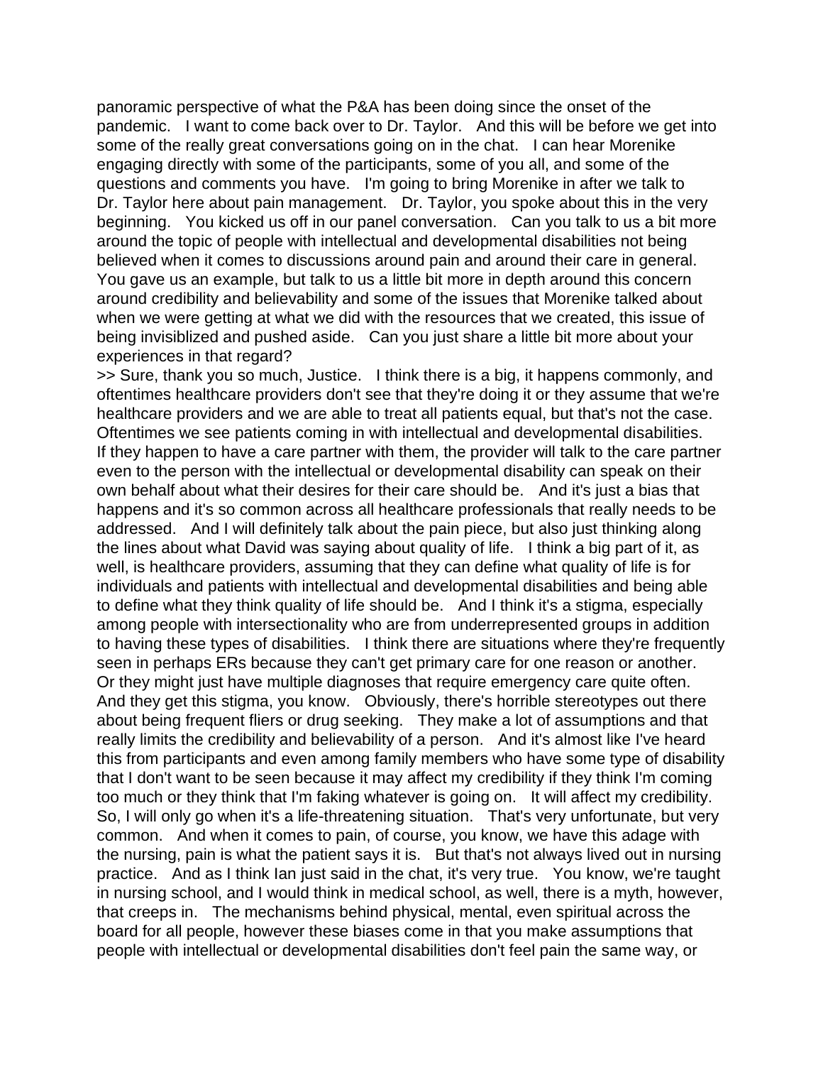panoramic perspective of what the P&A has been doing since the onset of the pandemic.   I want to come back over to Dr. Taylor.   And this will be before we get into some of the really great conversations going on in the chat.   I can hear Morenike engaging directly with some of the participants, some of you all, and some of the questions and comments you have.   I'm going to bring Morenike in after we talk to Dr. Taylor here about pain management.   Dr. Taylor, you spoke about this in the very beginning.   You kicked us off in our panel conversation.   Can you talk to us a bit more around the topic of people with intellectual and developmental disabilities not being believed when it comes to discussions around pain and around their care in general.   You gave us an example, but talk to us a little bit more in depth around this concern around credibility and believability and some of the issues that Morenike talked about when we were getting at what we did with the resources that we created, this issue of being invisiblized and pushed aside.   Can you just share a little bit more about your experiences in that regard?

>> Sure, thank you so much, Justice.   I think there is a big, it happens commonly, and oftentimes healthcare providers don't see that they're doing it or they assume that we're healthcare providers and we are able to treat all patients equal, but that's not the case.   Oftentimes we see patients coming in with intellectual and developmental disabilities. If they happen to have a care partner with them, the provider will talk to the care partner even to the person with the intellectual or developmental disability can speak on their own behalf about what their desires for their care should be.   And it's just a bias that happens and it's so common across all healthcare professionals that really needs to be addressed.   And I will definitely talk about the pain piece, but also just thinking along the lines about what David was saying about quality of life.   I think a big part of it, as well, is healthcare providers, assuming that they can define what quality of life is for individuals and patients with intellectual and developmental disabilities and being able to define what they think quality of life should be.   And I think it's a stigma, especially among people with intersectionality who are from underrepresented groups in addition to having these types of disabilities.   I think there are situations where they're frequently seen in perhaps ERs because they can't get primary care for one reason or another. Or they might just have multiple diagnoses that require emergency care quite often. And they get this stigma, you know.   Obviously, there's horrible stereotypes out there about being frequent fliers or drug seeking.   They make a lot of assumptions and that really limits the credibility and believability of a person.   And it's almost like I've heard this from participants and even among family members who have some type of disability that I don't want to be seen because it may affect my credibility if they think I'm coming too much or they think that I'm faking whatever is going on.   It will affect my credibility. So, I will only go when it's a life-threatening situation.   That's very unfortunate, but very common.   And when it comes to pain, of course, you know, we have this adage with the nursing, pain is what the patient says it is.   But that's not always lived out in nursing practice.   And as I think Ian just said in the chat, it's very true.   You know, we're taught in nursing school, and I would think in medical school, as well, there is a myth, however, that creeps in.   The mechanisms behind physical, mental, even spiritual across the board for all people, however these biases come in that you make assumptions that people with intellectual or developmental disabilities don't feel pain the same way, or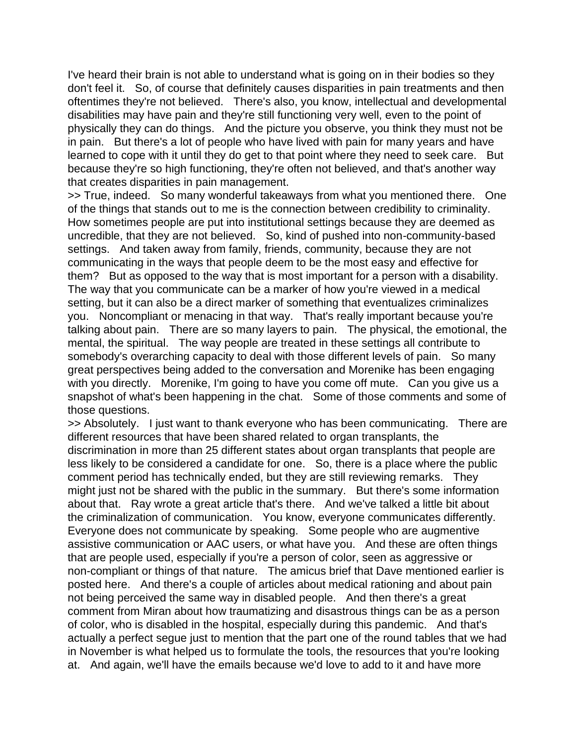I've heard their brain is not able to understand what is going on in their bodies so they don't feel it. So, of course that definitely causes disparities in pain treatments and then oftentimes they're not believed. There's also, you know, intellectual and developmental disabilities may have pain and they're still functioning very well, even to the point of physically they can do things. And the picture you observe, you think they must not be in pain. But there's a lot of people who have lived with pain for many years and have learned to cope with it until they do get to that point where they need to seek care. But because they're so high functioning, they're often not believed, and that's another way that creates disparities in pain management.

>> True, indeed. So many wonderful takeaways from what you mentioned there. One of the things that stands out to me is the connection between credibility to criminality. How sometimes people are put into institutional settings because they are deemed as uncredible, that they are not believed. So, kind of pushed into non-community-based settings. And taken away from family, friends, community, because they are not communicating in the ways that people deem to be the most easy and effective for them? But as opposed to the way that is most important for a person with a disability. The way that you communicate can be a marker of how you're viewed in a medical setting, but it can also be a direct marker of something that eventualizes criminalizes you. Noncompliant or menacing in that way. That's really important because you're talking about pain. There are so many layers to pain. The physical, the emotional, the mental, the spiritual. The way people are treated in these settings all contribute to somebody's overarching capacity to deal with those different levels of pain. So many great perspectives being added to the conversation and Morenike has been engaging with you directly. Morenike, I'm going to have you come off mute. Can you give us a snapshot of what's been happening in the chat. Some of those comments and some of those questions.

>> Absolutely. I just want to thank everyone who has been communicating. There are different resources that have been shared related to organ transplants, the discrimination in more than 25 different states about organ transplants that people are less likely to be considered a candidate for one. So, there is a place where the public comment period has technically ended, but they are still reviewing remarks. They might just not be shared with the public in the summary. But there's some information about that. Ray wrote a great article that's there. And we've talked a little bit about the criminalization of communication. You know, everyone communicates differently. Everyone does not communicate by speaking. Some people who are augmentive assistive communication or AAC users, or what have you. And these are often things that are people used, especially if you're a person of color, seen as aggressive or non-compliant or things of that nature. The amicus brief that Dave mentioned earlier is posted here. And there's a couple of articles about medical rationing and about pain not being perceived the same way in disabled people. And then there's a great comment from Miran about how traumatizing and disastrous things can be as a person of color, who is disabled in the hospital, especially during this pandemic. And that's actually a perfect segue just to mention that the part one of the round tables that we had in November is what helped us to formulate the tools, the resources that you're looking at. And again, we'll have the emails because we'd love to add to it and have more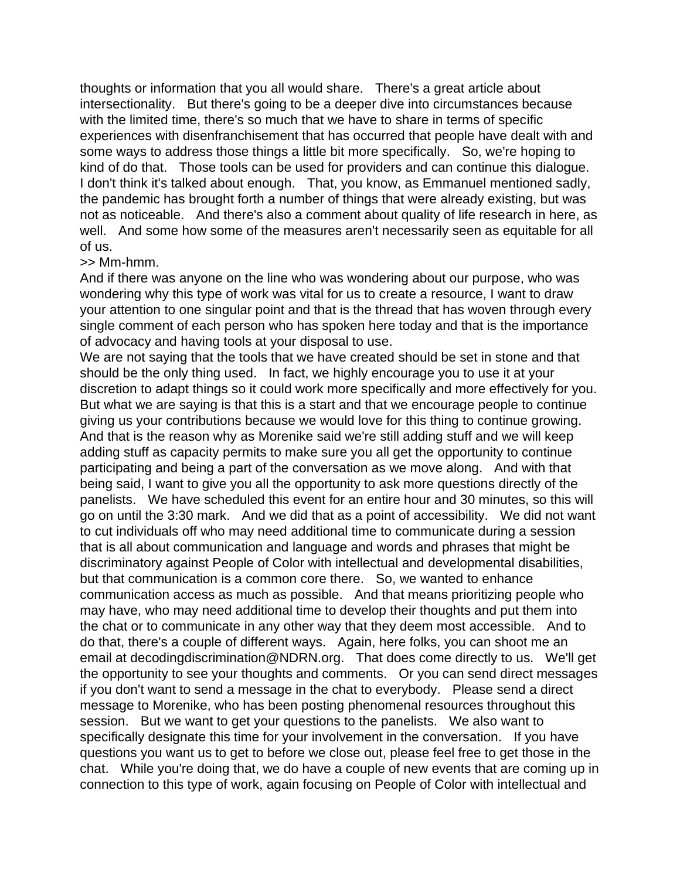thoughts or information that you all would share. There's a great article about intersectionality. But there's going to be a deeper dive into circumstances because with the limited time, there's so much that we have to share in terms of specific experiences with disenfranchisement that has occurred that people have dealt with and some ways to address those things a little bit more specifically. So, we're hoping to kind of do that. Those tools can be used for providers and can continue this dialogue. I don't think it's talked about enough. That, you know, as Emmanuel mentioned sadly, the pandemic has brought forth a number of things that were already existing, but was not as noticeable. And there's also a comment about quality of life research in here, as well. And some how some of the measures aren't necessarily seen as equitable for all of us.

>> Mm-hmm.

And if there was anyone on the line who was wondering about our purpose, who was wondering why this type of work was vital for us to create a resource, I want to draw your attention to one singular point and that is the thread that has woven through every single comment of each person who has spoken here today and that is the importance of advocacy and having tools at your disposal to use.

We are not saying that the tools that we have created should be set in stone and that should be the only thing used. In fact, we highly encourage you to use it at your discretion to adapt things so it could work more specifically and more effectively for you. But what we are saying is that this is a start and that we encourage people to continue giving us your contributions because we would love for this thing to continue growing. And that is the reason why as Morenike said we're still adding stuff and we will keep adding stuff as capacity permits to make sure you all get the opportunity to continue participating and being a part of the conversation as we move along. And with that being said, I want to give you all the opportunity to ask more questions directly of the panelists. We have scheduled this event for an entire hour and 30 minutes, so this will go on until the 3:30 mark. And we did that as a point of accessibility. We did not want to cut individuals off who may need additional time to communicate during a session that is all about communication and language and words and phrases that might be discriminatory against People of Color with intellectual and developmental disabilities, but that communication is a common core there. So, we wanted to enhance communication access as much as possible. And that means prioritizing people who may have, who may need additional time to develop their thoughts and put them into the chat or to communicate in any other way that they deem most accessible. And to do that, there's a couple of different ways. Again, here folks, you can shoot me an email at decodingdiscrimination@NDRN.org. That does come directly to us. We'll get the opportunity to see your thoughts and comments. Or you can send direct messages if you don't want to send a message in the chat to everybody. Please send a direct message to Morenike, who has been posting phenomenal resources throughout this session. But we want to get your questions to the panelists. We also want to specifically designate this time for your involvement in the conversation. If you have questions you want us to get to before we close out, please feel free to get those in the chat. While you're doing that, we do have a couple of new events that are coming up in connection to this type of work, again focusing on People of Color with intellectual and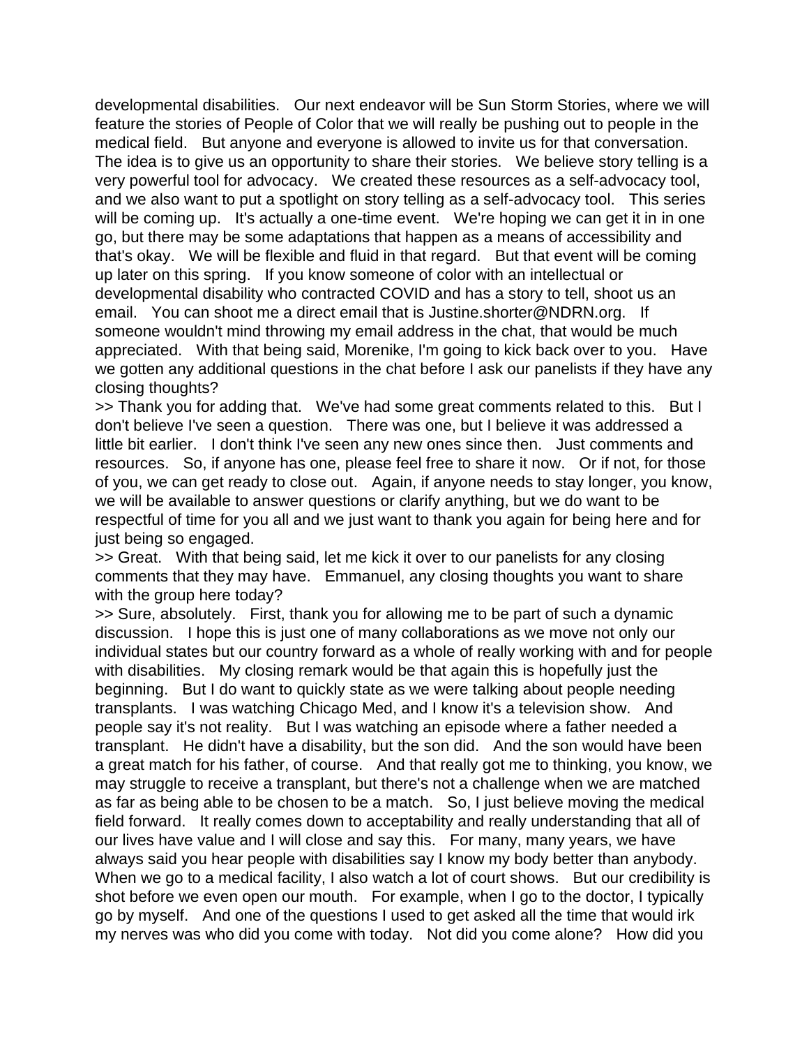developmental disabilities. Our next endeavor will be Sun Storm Stories, where we will feature the stories of People of Color that we will really be pushing out to people in the medical field. But anyone and everyone is allowed to invite us for that conversation. The idea is to give us an opportunity to share their stories. We believe story telling is a very powerful tool for advocacy. We created these resources as a self-advocacy tool, and we also want to put a spotlight on story telling as a self-advocacy tool. This series will be coming up. It's actually a one-time event. We're hoping we can get it in in one go, but there may be some adaptations that happen as a means of accessibility and that's okay. We will be flexible and fluid in that regard. But that event will be coming up later on this spring. If you know someone of color with an intellectual or developmental disability who contracted COVID and has a story to tell, shoot us an email. You can shoot me a direct email that is Justine.shorter@NDRN.org. If someone wouldn't mind throwing my email address in the chat, that would be much appreciated. With that being said, Morenike, I'm going to kick back over to you. Have we gotten any additional questions in the chat before I ask our panelists if they have any closing thoughts?

>> Thank you for adding that. We've had some great comments related to this. But I don't believe I've seen a question. There was one, but I believe it was addressed a little bit earlier. I don't think I've seen any new ones since then. Just comments and resources. So, if anyone has one, please feel free to share it now. Or if not, for those of you, we can get ready to close out. Again, if anyone needs to stay longer, you know, we will be available to answer questions or clarify anything, but we do want to be respectful of time for you all and we just want to thank you again for being here and for just being so engaged.

>> Great. With that being said, let me kick it over to our panelists for any closing comments that they may have. Emmanuel, any closing thoughts you want to share with the group here today?

>> Sure, absolutely. First, thank you for allowing me to be part of such a dynamic discussion. I hope this is just one of many collaborations as we move not only our individual states but our country forward as a whole of really working with and for people with disabilities. My closing remark would be that again this is hopefully just the beginning. But I do want to quickly state as we were talking about people needing transplants. I was watching Chicago Med, and I know it's a television show. And people say it's not reality. But I was watching an episode where a father needed a transplant. He didn't have a disability, but the son did. And the son would have been a great match for his father, of course. And that really got me to thinking, you know, we may struggle to receive a transplant, but there's not a challenge when we are matched as far as being able to be chosen to be a match. So, I just believe moving the medical field forward. It really comes down to acceptability and really understanding that all of our lives have value and I will close and say this. For many, many years, we have always said you hear people with disabilities say I know my body better than anybody. When we go to a medical facility, I also watch a lot of court shows. But our credibility is shot before we even open our mouth. For example, when I go to the doctor, I typically go by myself. And one of the questions I used to get asked all the time that would irk my nerves was who did you come with today. Not did you come alone? How did you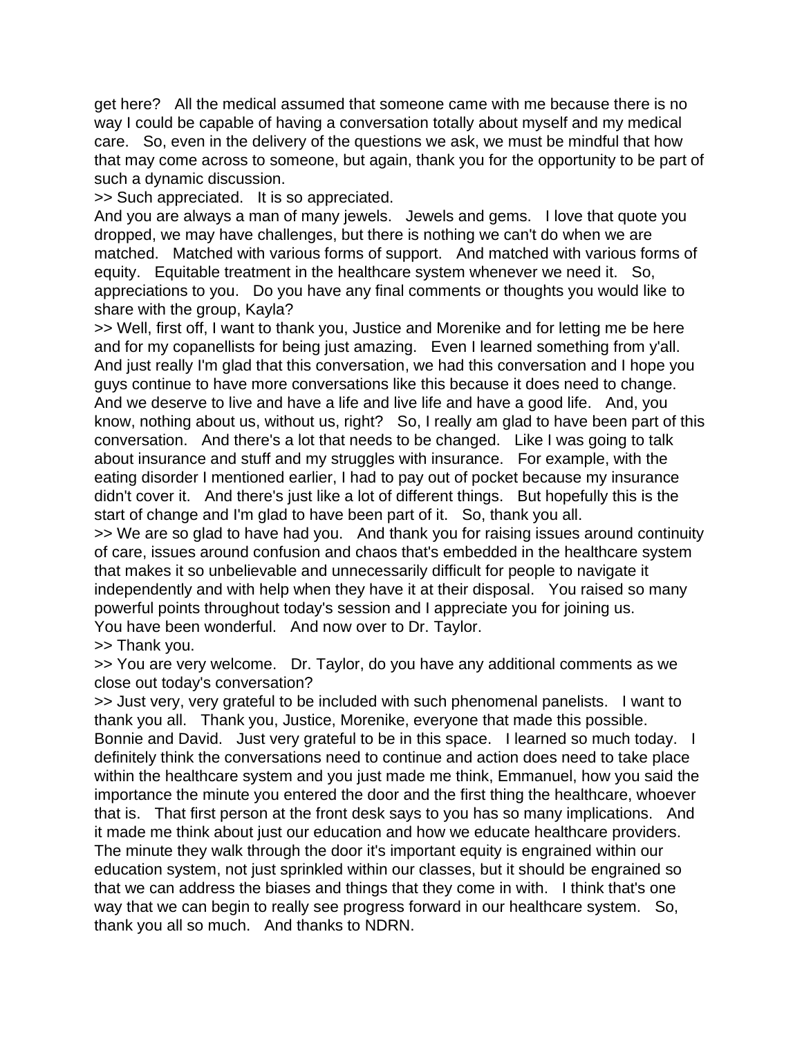get here? All the medical assumed that someone came with me because there is no way I could be capable of having a conversation totally about myself and my medical care. So, even in the delivery of the questions we ask, we must be mindful that how that may come across to someone, but again, thank you for the opportunity to be part of such a dynamic discussion.

>> Such appreciated. It is so appreciated.

And you are always a man of many jewels. Jewels and gems. I love that quote you dropped, we may have challenges, but there is nothing we can't do when we are matched. Matched with various forms of support. And matched with various forms of equity. Equitable treatment in the healthcare system whenever we need it. So, appreciations to you. Do you have any final comments or thoughts you would like to share with the group, Kayla?

>> Well, first off, I want to thank you, Justice and Morenike and for letting me be here and for my copanellists for being just amazing. Even I learned something from y'all. And just really I'm glad that this conversation, we had this conversation and I hope you guys continue to have more conversations like this because it does need to change. And we deserve to live and have a life and live life and have a good life. And, you know, nothing about us, without us, right? So, I really am glad to have been part of this conversation. And there's a lot that needs to be changed. Like I was going to talk about insurance and stuff and my struggles with insurance. For example, with the eating disorder I mentioned earlier, I had to pay out of pocket because my insurance didn't cover it. And there's just like a lot of different things. But hopefully this is the start of change and I'm glad to have been part of it. So, thank you all.

>> We are so glad to have had you. And thank you for raising issues around continuity of care, issues around confusion and chaos that's embedded in the healthcare system that makes it so unbelievable and unnecessarily difficult for people to navigate it independently and with help when they have it at their disposal. You raised so many powerful points throughout today's session and I appreciate you for joining us.

You have been wonderful. And now over to Dr. Taylor.

>> Thank you.

>> You are very welcome. Dr. Taylor, do you have any additional comments as we close out today's conversation?

>> Just very, very grateful to be included with such phenomenal panelists. I want to thank you all. Thank you, Justice, Morenike, everyone that made this possible. Bonnie and David. Just very grateful to be in this space. I learned so much today. I definitely think the conversations need to continue and action does need to take place within the healthcare system and you just made me think, Emmanuel, how you said the importance the minute you entered the door and the first thing the healthcare, whoever that is. That first person at the front desk says to you has so many implications. And it made me think about just our education and how we educate healthcare providers. The minute they walk through the door it's important equity is engrained within our education system, not just sprinkled within our classes, but it should be engrained so that we can address the biases and things that they come in with. I think that's one way that we can begin to really see progress forward in our healthcare system. So, thank you all so much. And thanks to NDRN.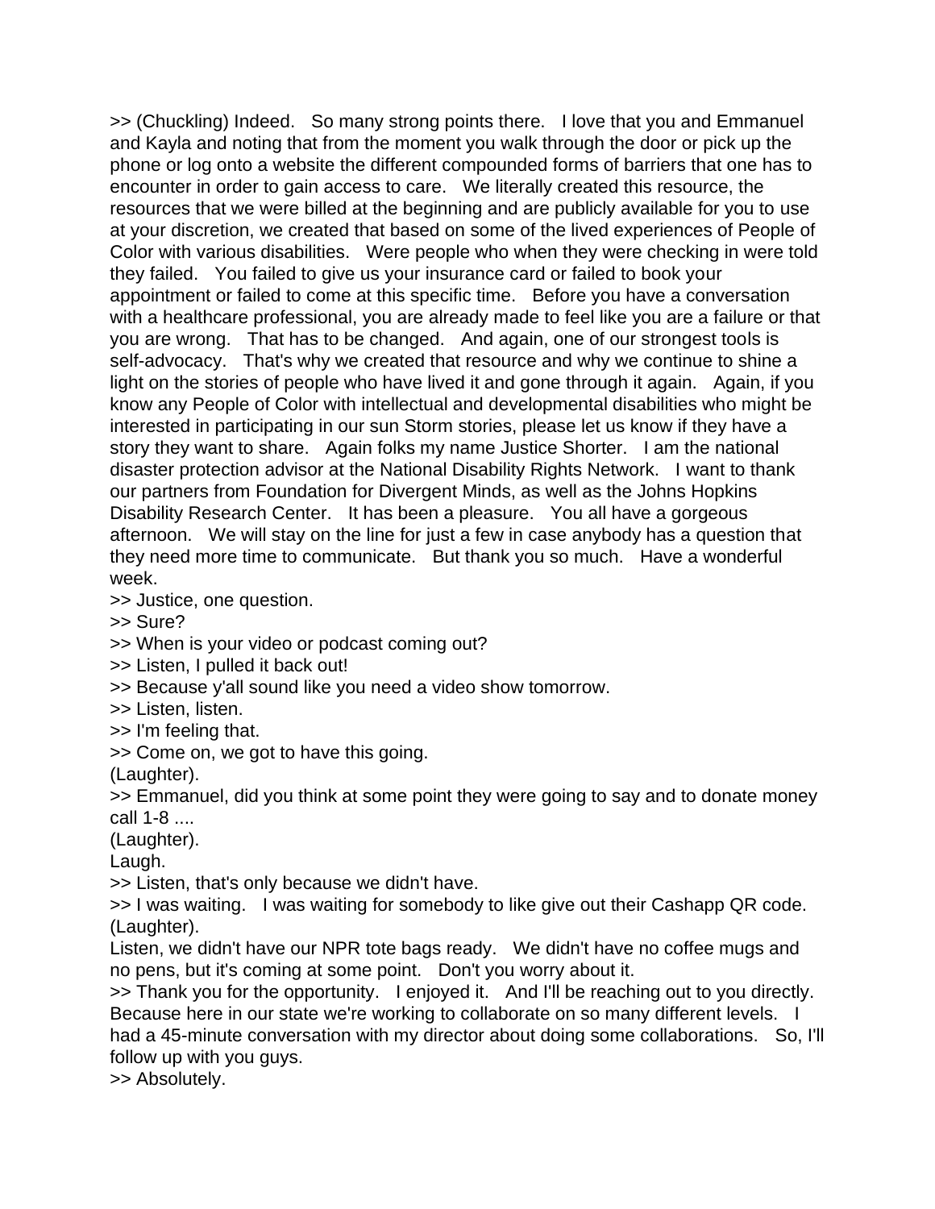>> (Chuckling) Indeed. So many strong points there. I love that you and Emmanuel and Kayla and noting that from the moment you walk through the door or pick up the phone or log onto a website the different compounded forms of barriers that one has to encounter in order to gain access to care. We literally created this resource, the resources that we were billed at the beginning and are publicly available for you to use at your discretion, we created that based on some of the lived experiences of People of Color with various disabilities. Were people who when they were checking in were told they failed. You failed to give us your insurance card or failed to book your appointment or failed to come at this specific time. Before you have a conversation with a healthcare professional, you are already made to feel like you are a failure or that you are wrong. That has to be changed. And again, one of our strongest tools is self-advocacy. That's why we created that resource and why we continue to shine a light on the stories of people who have lived it and gone through it again. Again, if you know any People of Color with intellectual and developmental disabilities who might be interested in participating in our sun Storm stories, please let us know if they have a story they want to share. Again folks my name Justice Shorter. I am the national disaster protection advisor at the National Disability Rights Network. I want to thank our partners from Foundation for Divergent Minds, as well as the Johns Hopkins Disability Research Center. It has been a pleasure. You all have a gorgeous afternoon. We will stay on the line for just a few in case anybody has a question that they need more time to communicate. But thank you so much. Have a wonderful week.

>> Justice, one question.

>> Sure?

>> When is your video or podcast coming out?

>> Listen, I pulled it back out!

>> Because y'all sound like you need a video show tomorrow.

>> Listen, listen.

>> I'm feeling that.

>> Come on, we got to have this going.

(Laughter).

>> Emmanuel, did you think at some point they were going to say and to donate money call 1-8 ....

(Laughter).

Laugh.

>> Listen, that's only because we didn't have.

>> I was waiting. I was waiting for somebody to like give out their Cashapp QR code.

(Laughter).

Listen, we didn't have our NPR tote bags ready. We didn't have no coffee mugs and no pens, but it's coming at some point. Don't you worry about it.

>> Thank you for the opportunity. I enjoyed it. And I'll be reaching out to you directly. Because here in our state we're working to collaborate on so many different levels. I had a 45-minute conversation with my director about doing some collaborations. So, I'll follow up with you guys.

>> Absolutely.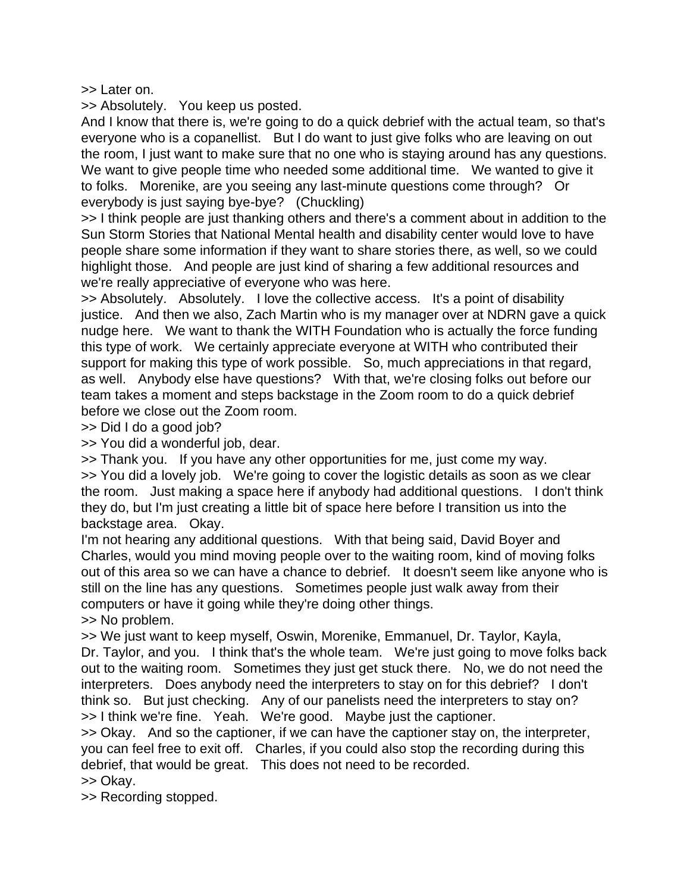>> Later on.
>> Absolutely. You keep us posted.
And I know that there is, we're going to do a quick debrief with the actual team, so that's everyone who is a copanellist. But I do want to just give folks who are leaving on out the room, I just want to make sure that no one who is staying around has any questions. We want to give people time who needed some additional time. We wanted to give it to folks. Morenike, are you seeing any last-minute questions come through? Or everybody is just saying bye-bye? (Chuckling)
>> I think people are just thanking others and there's a comment about in addition to the Sun Storm Stories that National Mental health and disability center would love to have people share some information if they want to share stories there, as well, so we could highlight those. And people are just kind of sharing a few additional resources and we're really appreciative of everyone who was here.
>> Absolutely. Absolutely. I love the collective access. It's a point of disability justice. And then we also, Zach Martin who is my manager over at NDRN gave a quick nudge here. We want to thank the WITH Foundation who is actually the force funding this type of work. We certainly appreciate everyone at WITH who contributed their support for making this type of work possible. So, much appreciations in that regard, as well. Anybody else have questions? With that, we're closing folks out before our team takes a moment and steps backstage in the Zoom room to do a quick debrief before we close out the Zoom room.
>> Did I do a good job?
>> You did a wonderful job, dear.
>> Thank you. If you have any other opportunities for me, just come my way.
>> You did a lovely job. We're going to cover the logistic details as soon as we clear the room. Just making a space here if anybody had additional questions. I don't think they do, but I'm just creating a little bit of space here before I transition us into the backstage area. Okay.
I'm not hearing any additional questions. With that being said, David Boyer and Charles, would you mind moving people over to the waiting room, kind of moving folks out of this area so we can have a chance to debrief. It doesn't seem like anyone who is still on the line has any questions. Sometimes people just walk away from their computers or have it going while they're doing other things.
>> No problem.
>> We just want to keep myself, Oswin, Morenike, Emmanuel, Dr. Taylor, Kayla, Dr. Taylor, and you. I think that's the whole team. We're just going to move folks back out to the waiting room. Sometimes they just get stuck there. No, we do not need the interpreters. Does anybody need the interpreters to stay on for this debrief? I don't think so. But just checking. Any of our panelists need the interpreters to stay on?
>> I think we're fine. Yeah. We're good. Maybe just the captioner.
>> Okay. And so the captioner, if we can have the captioner stay on, the interpreter, you can feel free to exit off. Charles, if you could also stop the recording during this debrief, that would be great. This does not need to be recorded.
>> Okay.
>> Recording stopped.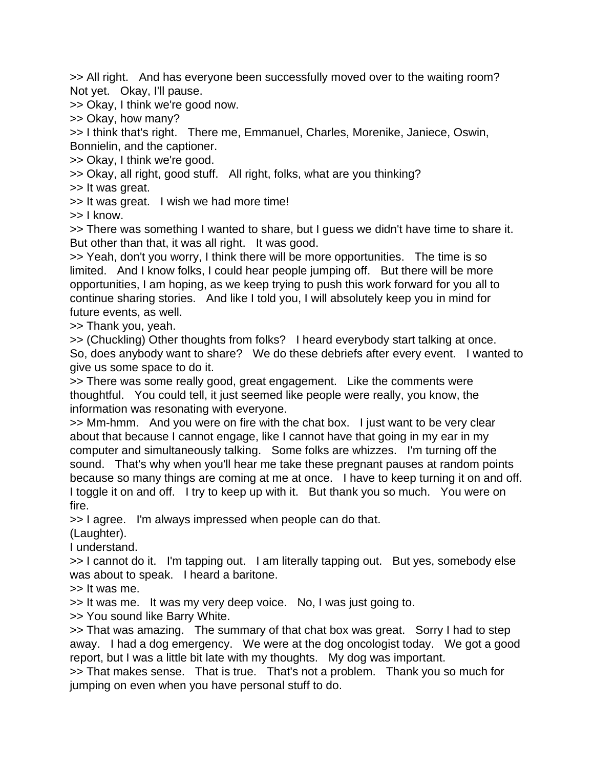>> All right.   And has everyone been successfully moved over to the waiting room?   Not yet.   Okay, I'll pause.

>> Okay, I think we're good now.

>> Okay, how many?

>> I think that's right.   There me, Emmanuel, Charles, Morenike, Janiece, Oswin, Bonnielin, and the captioner.

>> Okay, I think we're good.

>> Okay, all right, good stuff.   All right, folks, what are you thinking?

>> It was great.

>> It was great.   I wish we had more time!

>> I know.

>> There was something I wanted to share, but I guess we didn't have time to share it.   But other than that, it was all right.   It was good.

>> Yeah, don't you worry, I think there will be more opportunities.   The time is so limited.   And I know folks, I could hear people jumping off.   But there will be more opportunities, I am hoping, as we keep trying to push this work forward for you all to continue sharing stories.   And like I told you, I will absolutely keep you in mind for future events, as well.

>> Thank you, yeah.

>> (Chuckling) Other thoughts from folks?   I heard everybody start talking at once.   So, does anybody want to share?   We do these debriefs after every event.   I wanted to give us some space to do it.

>> There was some really good, great engagement.   Like the comments were thoughtful.   You could tell, it just seemed like people were really, you know, the information was resonating with everyone.

>> Mm-hmm.   And you were on fire with the chat box.   I just want to be very clear about that because I cannot engage, like I cannot have that going in my ear in my computer and simultaneously talking.   Some folks are whizzes.   I'm turning off the sound.   That's why when you'll hear me take these pregnant pauses at random points because so many things are coming at me at once.   I have to keep turning it on and off.   I toggle it on and off.   I try to keep up with it.   But thank you so much.   You were on fire.

>> I agree.   I'm always impressed when people can do that.

(Laughter).

I understand.

>> I cannot do it.   I'm tapping out.   I am literally tapping out.   But yes, somebody else was about to speak.   I heard a baritone.

>> It was me.

>> It was me.   It was my very deep voice.   No, I was just going to.

>> You sound like Barry White.

>> That was amazing.   The summary of that chat box was great.   Sorry I had to step away.   I had a dog emergency.   We were at the dog oncologist today.   We got a good report, but I was a little bit late with my thoughts.   My dog was important.

>> That makes sense.   That is true.   That's not a problem.   Thank you so much for jumping on even when you have personal stuff to do.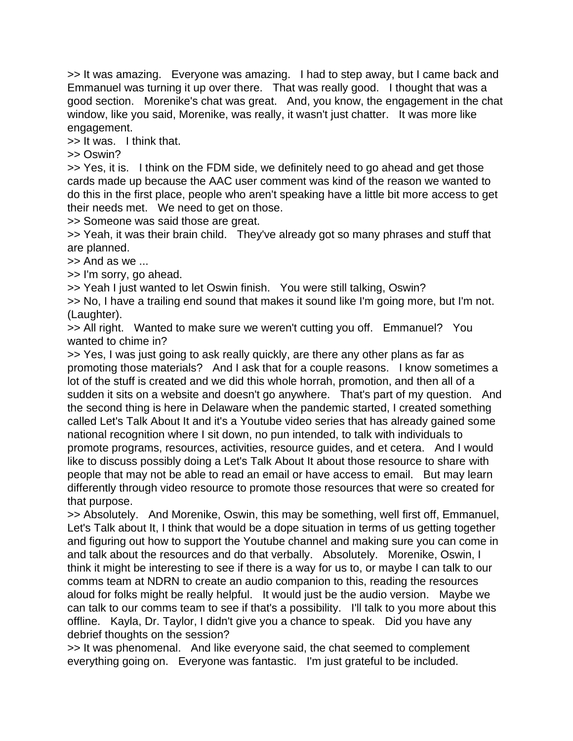>> It was amazing. Everyone was amazing. I had to step away, but I came back and Emmanuel was turning it up over there. That was really good. I thought that was a good section. Morenike's chat was great. And, you know, the engagement in the chat window, like you said, Morenike, was really, it wasn't just chatter. It was more like engagement.

>> It was. I think that.

>> Oswin?

>> Yes, it is. I think on the FDM side, we definitely need to go ahead and get those cards made up because the AAC user comment was kind of the reason we wanted to do this in the first place, people who aren't speaking have a little bit more access to get their needs met. We need to get on those.

>> Someone was said those are great.

>> Yeah, it was their brain child. They've already got so many phrases and stuff that are planned.

>> And as we ...

>> I'm sorry, go ahead.

>> Yeah I just wanted to let Oswin finish. You were still talking, Oswin?

>> No, I have a trailing end sound that makes it sound like I'm going more, but I'm not. (Laughter).

>> All right. Wanted to make sure we weren't cutting you off. Emmanuel? You wanted to chime in?

>> Yes, I was just going to ask really quickly, are there any other plans as far as promoting those materials? And I ask that for a couple reasons. I know sometimes a lot of the stuff is created and we did this whole horrah, promotion, and then all of a sudden it sits on a website and doesn't go anywhere. That's part of my question. And the second thing is here in Delaware when the pandemic started, I created something called Let's Talk About It and it's a Youtube video series that has already gained some national recognition where I sit down, no pun intended, to talk with individuals to promote programs, resources, activities, resource guides, and et cetera. And I would like to discuss possibly doing a Let's Talk About It about those resource to share with people that may not be able to read an email or have access to email. But may learn differently through video resource to promote those resources that were so created for that purpose.

>> Absolutely. And Morenike, Oswin, this may be something, well first off, Emmanuel, Let's Talk about It, I think that would be a dope situation in terms of us getting together and figuring out how to support the Youtube channel and making sure you can come in and talk about the resources and do that verbally. Absolutely. Morenike, Oswin, I think it might be interesting to see if there is a way for us to, or maybe I can talk to our comms team at NDRN to create an audio companion to this, reading the resources aloud for folks might be really helpful. It would just be the audio version. Maybe we can talk to our comms team to see if that's a possibility. I'll talk to you more about this offline. Kayla, Dr. Taylor, I didn't give you a chance to speak. Did you have any debrief thoughts on the session?

>> It was phenomenal. And like everyone said, the chat seemed to complement everything going on. Everyone was fantastic. I'm just grateful to be included.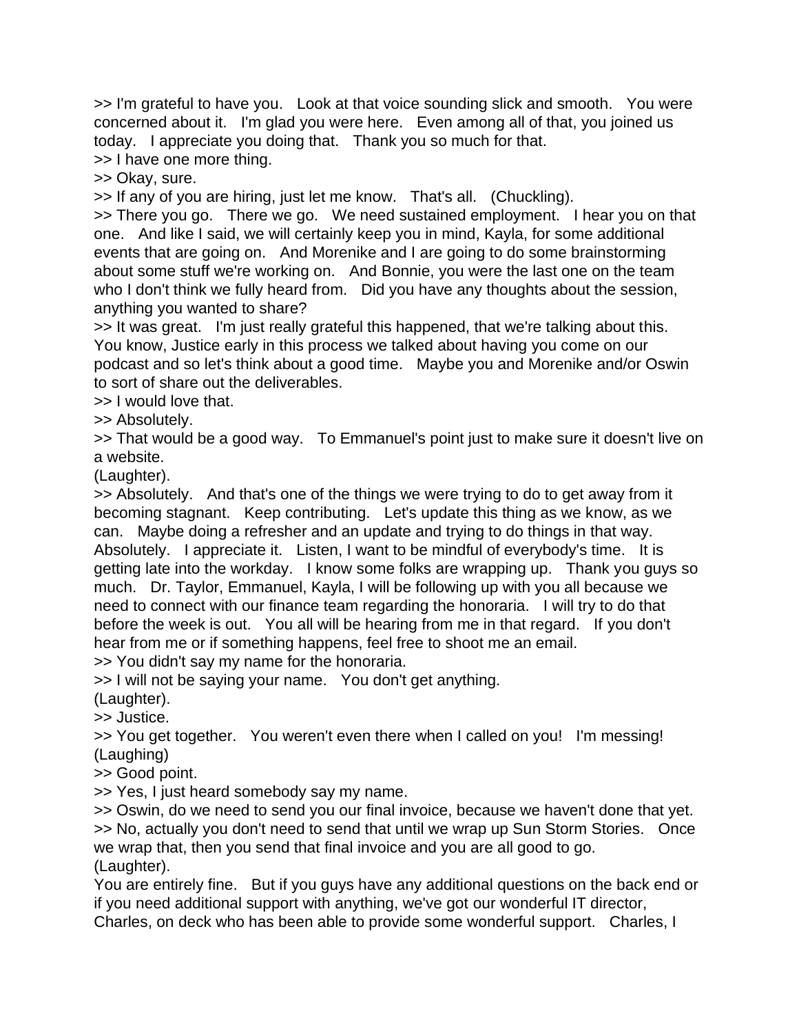>> I'm grateful to have you. Look at that voice sounding slick and smooth. You were concerned about it. I'm glad you were here. Even among all of that, you joined us today. I appreciate you doing that. Thank you so much for that.

>> I have one more thing.

>> Okay, sure.

>> If any of you are hiring, just let me know. That's all. (Chuckling).

>> There you go. There we go. We need sustained employment. I hear you on that one. And like I said, we will certainly keep you in mind, Kayla, for some additional events that are going on. And Morenike and I are going to do some brainstorming about some stuff we're working on. And Bonnie, you were the last one on the team who I don't think we fully heard from. Did you have any thoughts about the session, anything you wanted to share?

>> It was great. I'm just really grateful this happened, that we're talking about this. You know, Justice early in this process we talked about having you come on our podcast and so let's think about a good time. Maybe you and Morenike and/or Oswin to sort of share out the deliverables.

>> I would love that.

>> Absolutely.

>> That would be a good way. To Emmanuel's point just to make sure it doesn't live on a website.

(Laughter).

>> Absolutely. And that's one of the things we were trying to do to get away from it becoming stagnant. Keep contributing. Let's update this thing as we know, as we can. Maybe doing a refresher and an update and trying to do things in that way. Absolutely. I appreciate it. Listen, I want to be mindful of everybody's time. It is getting late into the workday. I know some folks are wrapping up. Thank you guys so much. Dr. Taylor, Emmanuel, Kayla, I will be following up with you all because we need to connect with our finance team regarding the honoraria. I will try to do that before the week is out. You all will be hearing from me in that regard. If you don't hear from me or if something happens, feel free to shoot me an email.

>> You didn't say my name for the honoraria.

>> I will not be saying your name. You don't get anything.

(Laughter).

>> Justice.

>> You get together. You weren't even there when I called on you! I'm messing!

(Laughing)

>> Good point.

>> Yes, I just heard somebody say my name.

>> Oswin, do we need to send you our final invoice, because we haven't done that yet.

>> No, actually you don't need to send that until we wrap up Sun Storm Stories. Once we wrap that, then you send that final invoice and you are all good to go.

(Laughter).

You are entirely fine. But if you guys have any additional questions on the back end or if you need additional support with anything, we've got our wonderful IT director, Charles, on deck who has been able to provide some wonderful support. Charles, I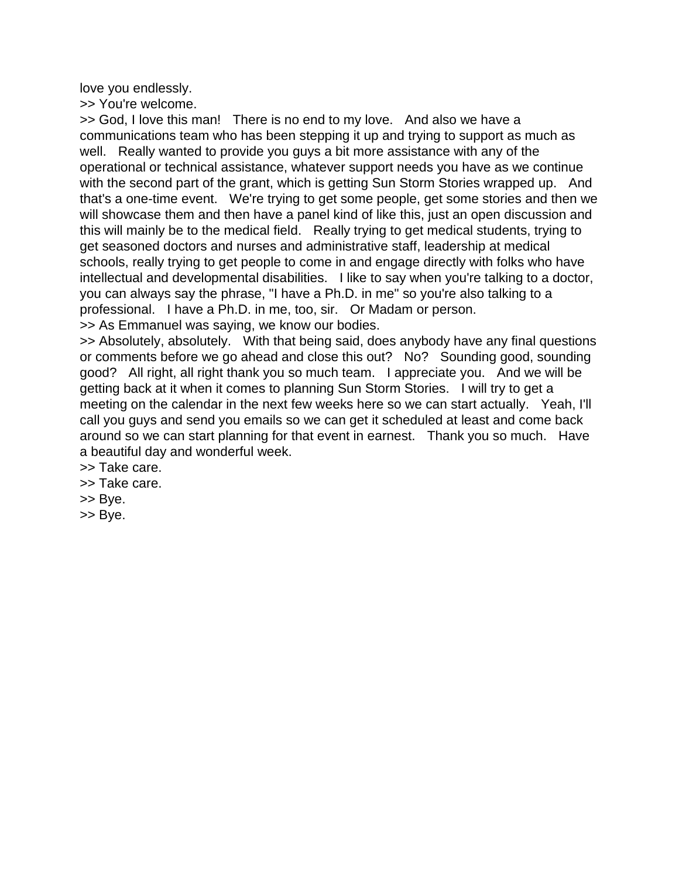love you endlessly.

>> You're welcome.

>> God, I love this man! There is no end to my love. And also we have a communications team who has been stepping it up and trying to support as much as well. Really wanted to provide you guys a bit more assistance with any of the operational or technical assistance, whatever support needs you have as we continue with the second part of the grant, which is getting Sun Storm Stories wrapped up. And that's a one-time event. We're trying to get some people, get some stories and then we will showcase them and then have a panel kind of like this, just an open discussion and this will mainly be to the medical field. Really trying to get medical students, trying to get seasoned doctors and nurses and administrative staff, leadership at medical schools, really trying to get people to come in and engage directly with folks who have intellectual and developmental disabilities. I like to say when you're talking to a doctor, you can always say the phrase, "I have a Ph.D. in me" so you're also talking to a professional. I have a Ph.D. in me, too, sir. Or Madam or person.

>> As Emmanuel was saying, we know our bodies.

>> Absolutely, absolutely. With that being said, does anybody have any final questions or comments before we go ahead and close this out? No? Sounding good, sounding good? All right, all right thank you so much team. I appreciate you. And we will be getting back at it when it comes to planning Sun Storm Stories. I will try to get a meeting on the calendar in the next few weeks here so we can start actually. Yeah, I'll call you guys and send you emails so we can get it scheduled at least and come back around so we can start planning for that event in earnest. Thank you so much. Have a beautiful day and wonderful week.

>> Take care.

>> Take care.

>> Bye.

>> Bye.